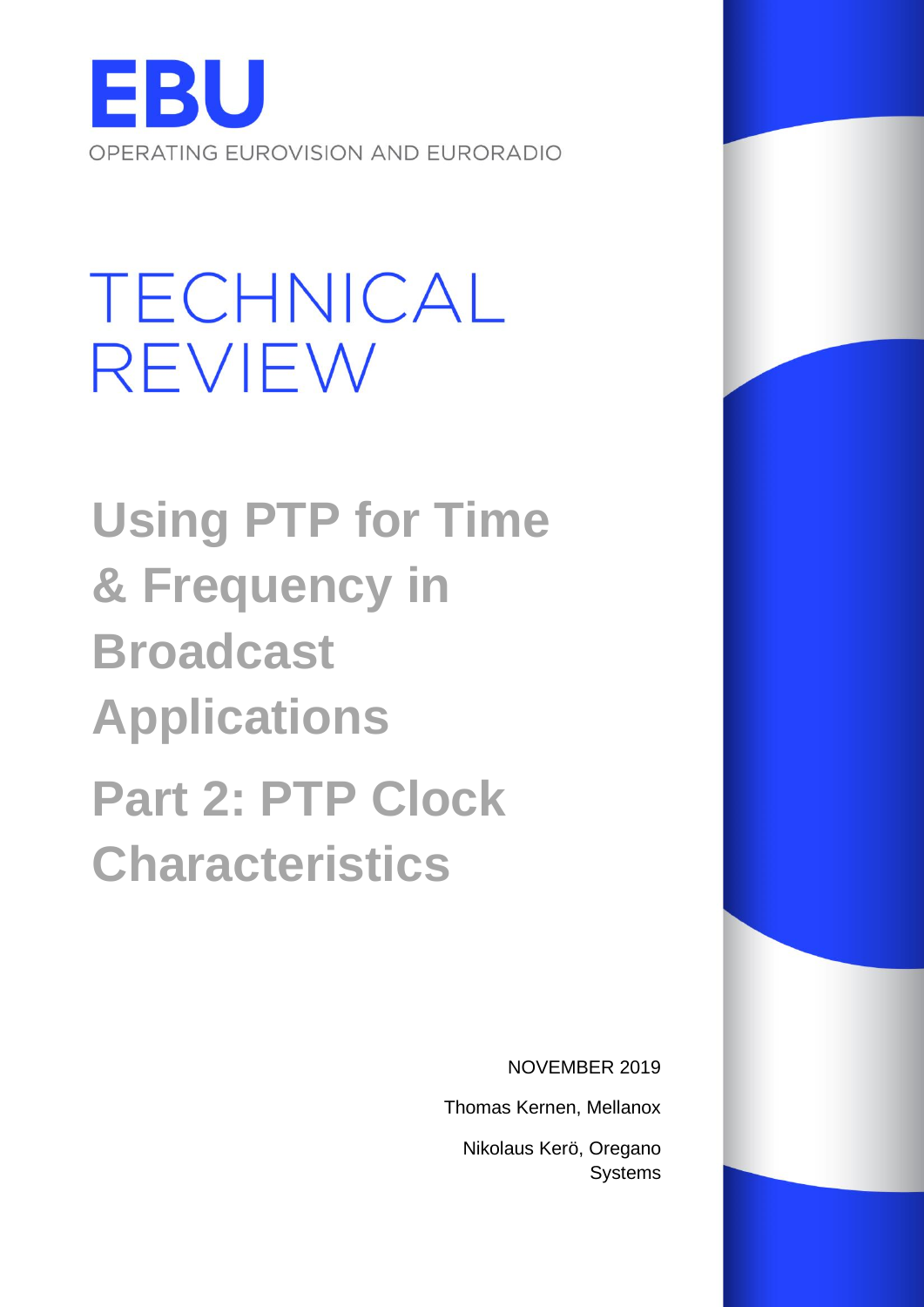EBU

OPERATING EUROVISION AND EURORADIO

# TECHNICAL REVIEW

# Using PTP for Time & Frequency in Broadcast Applications

# Part 2: PTP Clock Characteristics

NOVEMBER 2019

Thomas Kernen, Mellanox

Nikolaus Kerö, Oregano Systems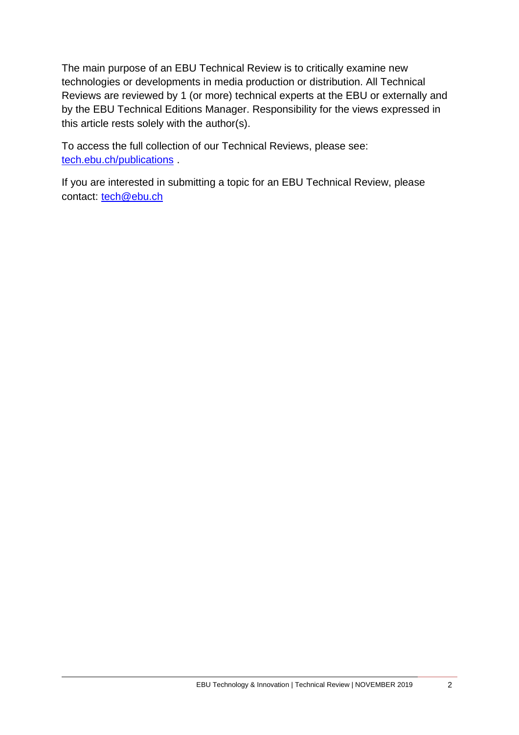The main purpose of an EBU Technical Review is to critically examine new technologies or developments in media production or distribution. All Technical Reviews are reviewed by 1 (or more) technical experts at the EBU or externally and by the EBU Technical Editions Manager. Responsibility for the views expressed in this article rests solely with the author(s).

To access the full collection of our Technical Reviews, please see: [tech.ebu.ch/publications](tech.ebu.ch/publications) .

If you are interested in submitting a topic for an EBU Technical Review, please contact: [tech@ebu.ch](mailto:tech@ebu.ch)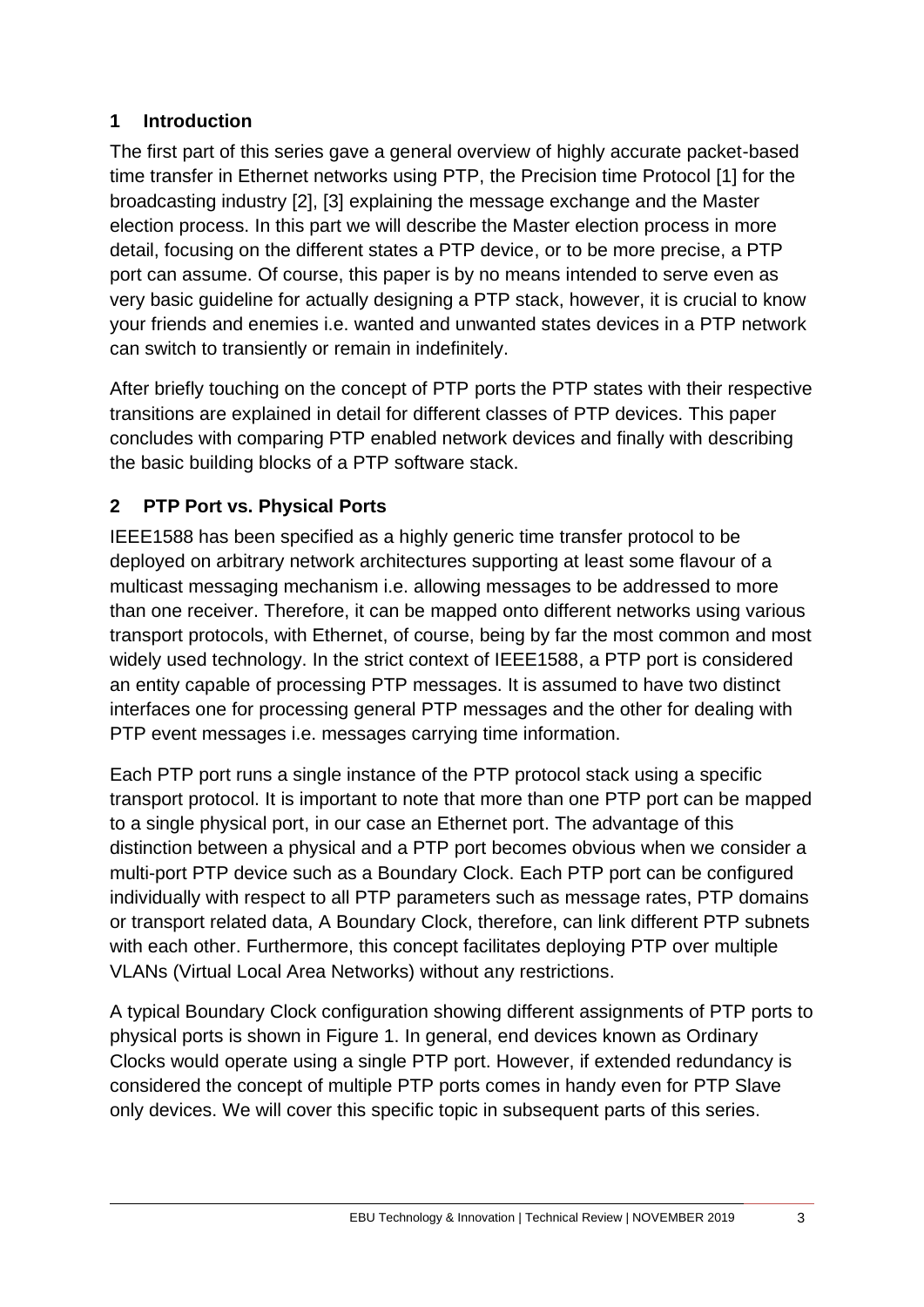## 1 Introduction

The first part of this series gave a general overview of highly accurate packet-based time transfer in Ethernet networks using PTP, the Precision time Protocol [1] for the broadcasting industry [2], [3] explaining the message exchange and the Master election process. In this part we will describe the Master election process in more detail, focusing on the different states a PTP device, or to be more precise, a PTP port can assume. Of course, this paper is by no means intended to serve even as very basic guideline for actually designing a PTP stack, however, it is crucial to know your friends and enemies i.e. wanted and unwanted states devices in a PTP network can switch to transiently or remain in indefinitely.

After briefly touching on the concept of PTP ports the PTP states with their respective transitions are explained in detail for different classes of PTP devices. This paper concludes with comparing PTP enabled network devices and finally with describing the basic building blocks of a PTP software stack.

## 2 PTP Port vs. Physical Ports

IEEE1588 has been specified as a highly generic time transfer protocol to be deployed on arbitrary network architectures supporting at least some flavour of a multicast messaging mechanism i.e. allowing messages to be addressed to more than one receiver. Therefore, it can be mapped onto different networks using various transport protocols, with Ethernet, of course, being by far the most common and most widely used technology. In the strict context of IEEE1588, a PTP port is considered an entity capable of processing PTP messages. It is assumed to have two distinct interfaces one for processing general PTP messages and the other for dealing with PTP event messages i.e. messages carrying time information.

Each PTP port runs a single instance of the PTP protocol stack using a specific transport protocol. It is important to note that more than one PTP port can be mapped to a single physical port, in our case an Ethernet port. The advantage of this distinction between a physical and a PTP port becomes obvious when we consider a multi-port PTP device such as a Boundary Clock. Each PTP port can be configured individually with respect to all PTP parameters such as message rates, PTP domains or transport related data, A Boundary Clock, therefore, can link different PTP subnets with each other. Furthermore, this concept facilitates deploying PTP over multiple VLANs (Virtual Local Area Networks) without any restrictions.

A typical Boundary Clock configuration showing different assignments of PTP ports to physical ports is shown in Figure 1. In general, end devices known as Ordinary Clocks would operate using a single PTP port. However, if extended redundancy is considered the concept of multiple PTP ports comes in handy even for PTP Slave only devices. We will cover this specific topic in subsequent parts of this series.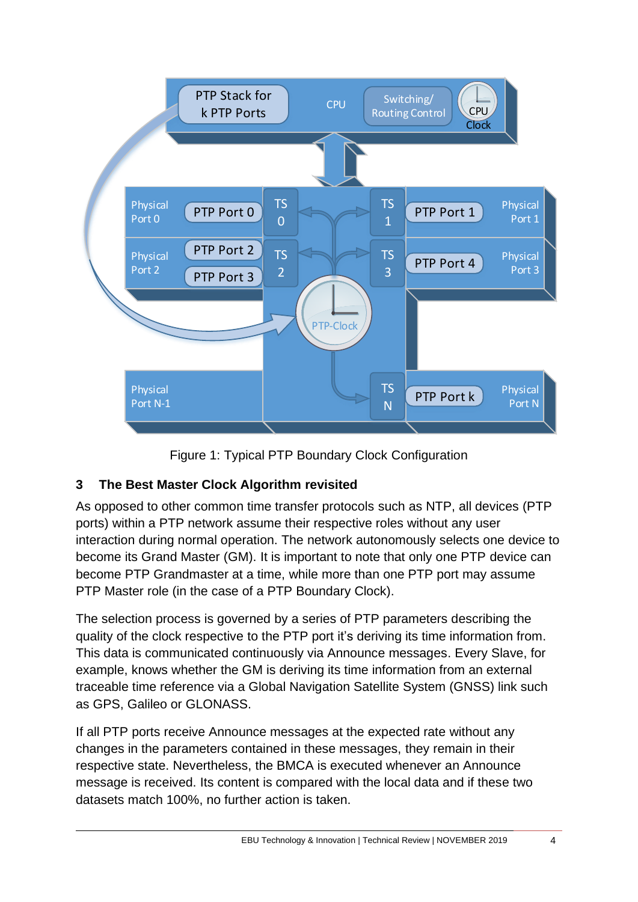Figure 1: Typical PTP Boundary Clock Configuration

## 3 The Best Master Clock Algorithm revisited

As opposed to other common time transfer protocols such as NTP, all devices (PTP ports) within a PTP network assume their respective roles without any user interaction during normal operation. The network autonomously selects one device to become its Grand Master (GM). It is important to note that only one PTP device can become PTP Grandmaster at a time, while more than one PTP port may assume PTP Master role (in the case of a PTP Boundary Clock).

The selection process is governed by a series of PTP parameters describing the quality of the clock respective to the PTP port it's deriving its time information from. This data is communicated continuously via Announce messages. Every Slave, for example, knows whether the GM is deriving its time information from an external traceable time reference via a Global Navigation Satellite System (GNSS) link such as GPS, Galileo or GLONASS.

If all PTP ports receive Announce messages at the expected rate without any changes in the parameters contained in these messages, they remain in their respective state. Nevertheless, the BMCA is executed whenever an Announce message is received. Its content is compared with the local data and if these two datasets match 100%, no further action is taken.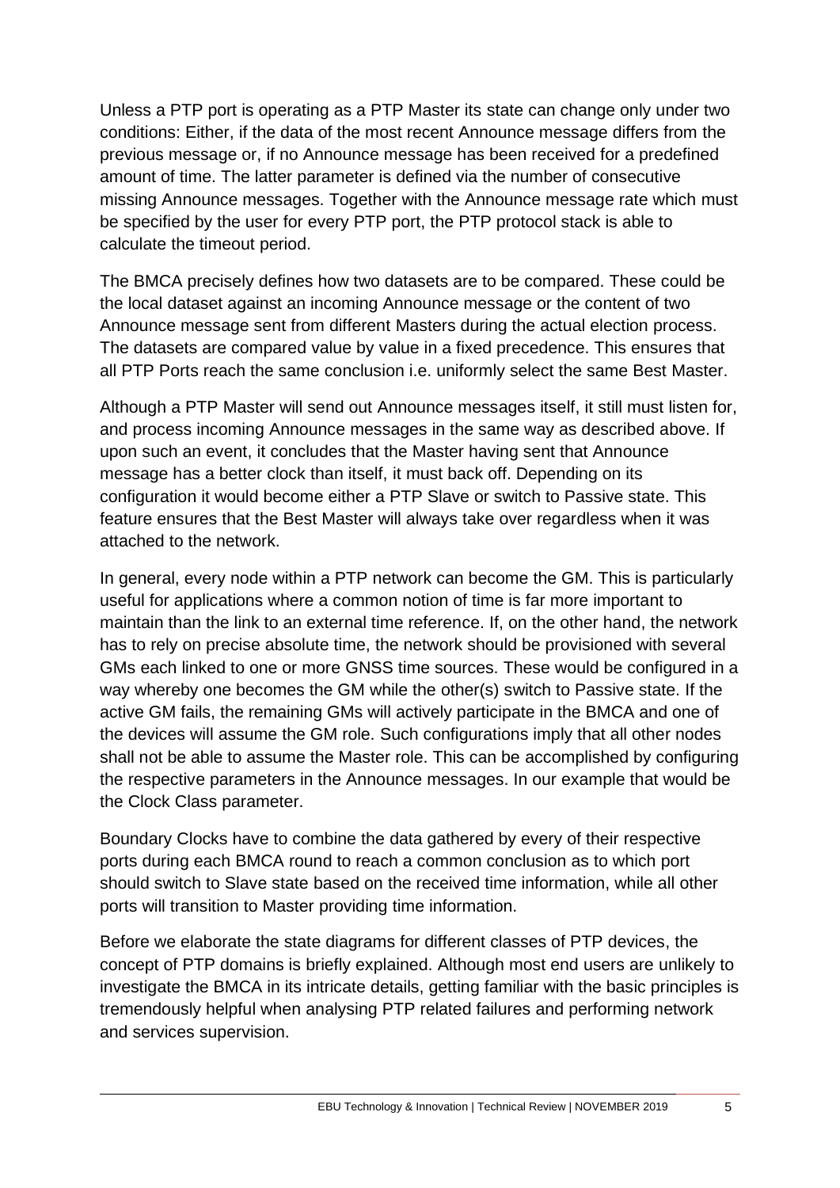Unless a PTP port is operating as a PTP Master its state can change only under two conditions: Either, if the data of the most recent Announce message differs from the previous message or, if no Announce message has been received for a predefined amount of time. The latter parameter is defined via the number of consecutive missing Announce messages. Together with the Announce message rate which must be specified by the user for every PTP port, the PTP protocol stack is able to calculate the timeout period.

The BMCA precisely defines how two datasets are to be compared. These could be the local dataset against an incoming Announce message or the content of two Announce message sent from different Masters during the actual election process. The datasets are compared value by value in a fixed precedence. This ensures that all PTP Ports reach the same conclusion i.e. uniformly select the same Best Master.

Although a PTP Master will send out Announce messages itself, it still must listen for, and process incoming Announce messages in the same way as described above. If upon such an event, it concludes that the Master having sent that Announce message has a better clock than itself, it must back off. Depending on its configuration it would become either a PTP Slave or switch to Passive state. This feature ensures that the Best Master will always take over regardless when it was attached to the network.

In general, every node within a PTP network can become the GM. This is particularly useful for applications where a common notion of time is far more important to maintain than the link to an external time reference. If, on the other hand, the network has to rely on precise absolute time, the network should be provisioned with several GMs each linked to one or more GNSS time sources. These would be configured in a way whereby one becomes the GM while the other(s) switch to Passive state. If the active GM fails, the remaining GMs will actively participate in the BMCA and one of the devices will assume the GM role. Such configurations imply that all other nodes shall not be able to assume the Master role. This can be accomplished by configuring the respective parameters in the Announce messages. In our example that would be the Clock Class parameter.

Boundary Clocks have to combine the data gathered by every of their respective ports during each BMCA round to reach a common conclusion as to which port should switch to Slave state based on the received time information, while all other ports will transition to Master providing time information.

Before we elaborate the state diagrams for different classes of PTP devices, the concept of PTP domains is briefly explained. Although most end users are unlikely to investigate the BMCA in its intricate details, getting familiar with the basic principles is tremendously helpful when analysing PTP related failures and performing network and services supervision.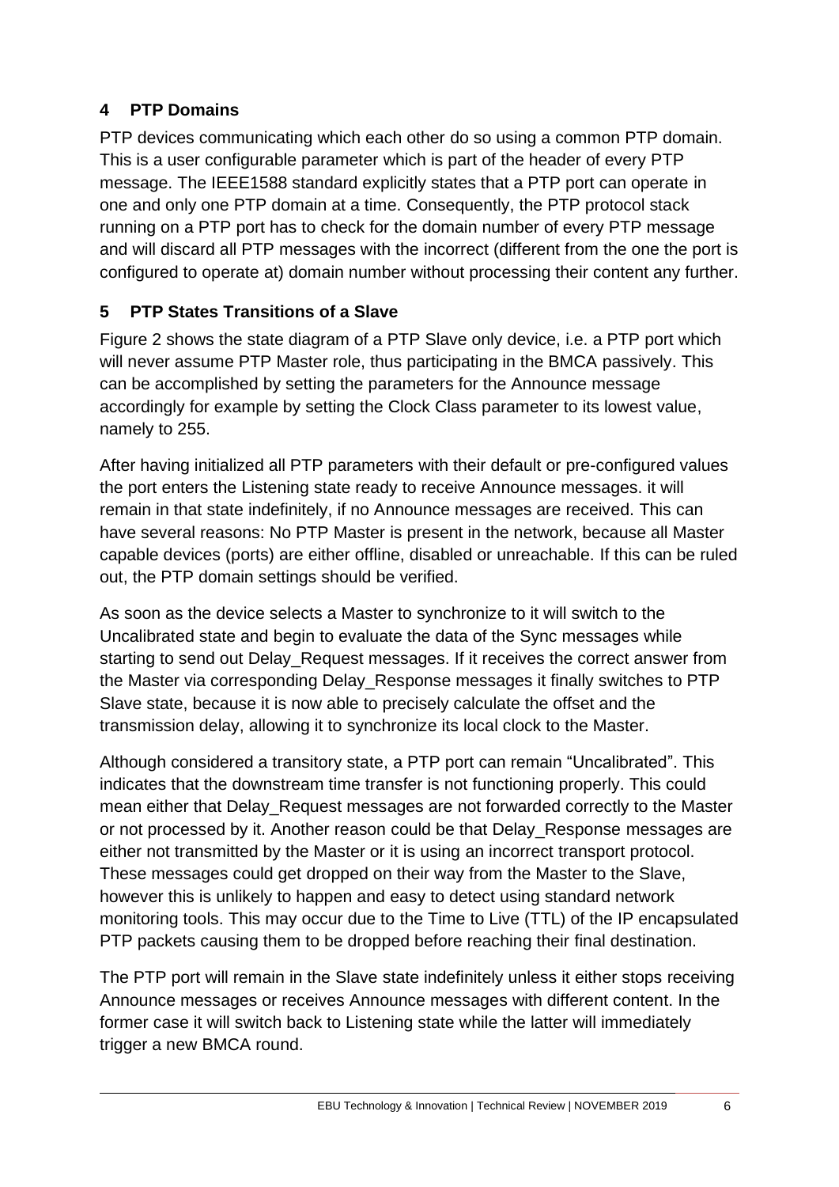## 4 PTP Domains

PTP devices communicating which each other do so using a common PTP domain. This is a user configurable parameter which is part of the header of every PTP message. The IEEE1588 standard explicitly states that a PTP port can operate in one and only one PTP domain at a time. Consequently, the PTP protocol stack running on a PTP port has to check for the domain number of every PTP message and will discard all PTP messages with the incorrect (different from the one the port is configured to operate at) domain number without processing their content any further.

## 5 PTP States Transitions of a Slave

Figure 2 shows the state diagram of a PTP Slave only device, i.e. a PTP port which will never assume PTP Master role, thus participating in the BMCA passively. This can be accomplished by setting the parameters for the Announce message accordingly for example by setting the Clock Class parameter to its lowest value, namely to 255.

After having initialized all PTP parameters with their default or pre-configured values the port enters the Listening state ready to receive Announce messages. it will remain in that state indefinitely, if no Announce messages are received. This can have several reasons: No PTP Master is present in the network, because all Master capable devices (ports) are either offline, disabled or unreachable. If this can be ruled out, the PTP domain settings should be verified.

As soon as the device selects a Master to synchronize to it will switch to the Uncalibrated state and begin to evaluate the data of the Sync messages while starting to send out Delay_Request messages. If it receives the correct answer from the Master via corresponding Delay_Response messages it finally switches to PTP Slave state, because it is now able to precisely calculate the offset and the transmission delay, allowing it to synchronize its local clock to the Master.

Although considered a transitory state, a PTP port can remain "Uncalibrated". This indicates that the downstream time transfer is not functioning properly. This could mean either that Delay_Request messages are not forwarded correctly to the Master or not processed by it. Another reason could be that Delay_Response messages are either not transmitted by the Master or it is using an incorrect transport protocol. These messages could get dropped on their way from the Master to the Slave, however this is unlikely to happen and easy to detect using standard network monitoring tools. This may occur due to the Time to Live (TTL) of the IP encapsulated PTP packets causing them to be dropped before reaching their final destination.

The PTP port will remain in the Slave state indefinitely unless it either stops receiving Announce messages or receives Announce messages with different content. In the former case it will switch back to Listening state while the latter will immediately trigger a new BMCA round.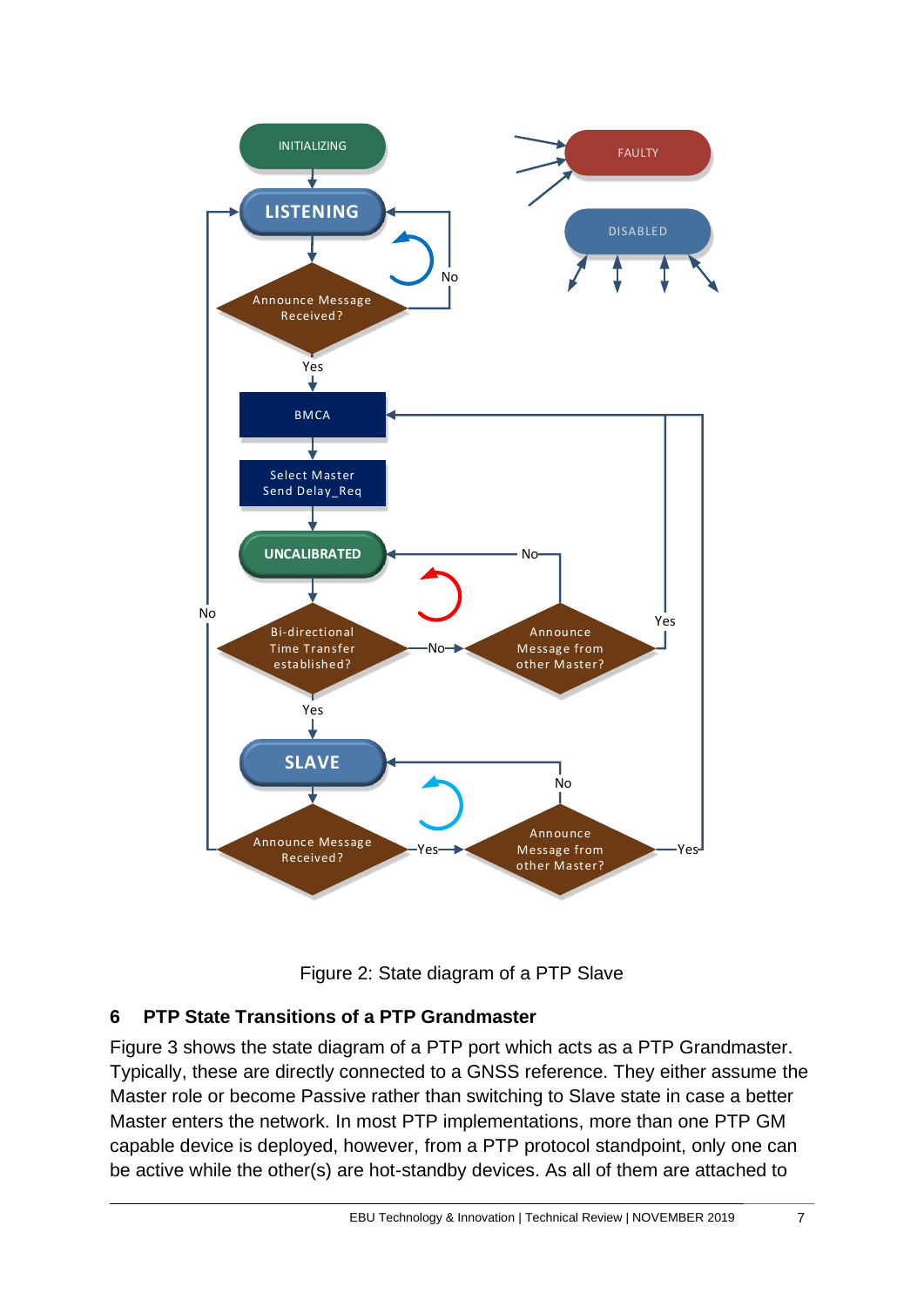Figure 2: State diagram of a PTP Slave

## 6 PTP State Transitions of a PTP Grandmaster

Figure 3 shows the state diagram of a PTP port which acts as a PTP Grandmaster. Typically, these are directly connected to a GNSS reference. They either assume the Master role or become Passive rather than switching to Slave state in case a better Master enters the network. In most PTP implementations, more than one PTP GM capable device is deployed, however, from a PTP protocol standpoint, only one can be active while the other(s) are hot-standby devices. As all of them are attached to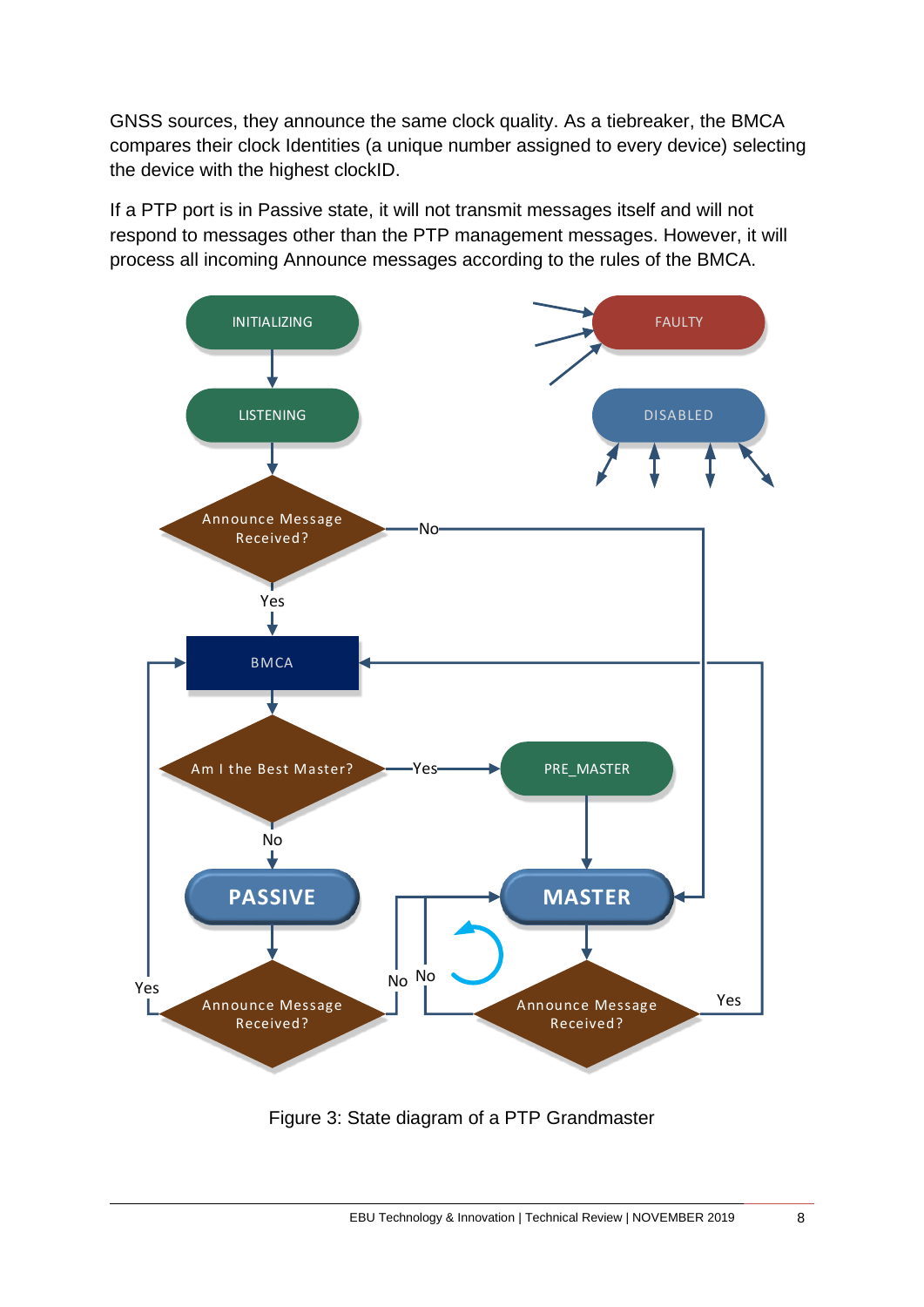GNSS sources, they announce the same clock quality. As a tiebreaker, the BMCA compares their clock Identities (a unique number assigned to every device) selecting the device with the highest clockID.

If a PTP port is in Passive state, it will not transmit messages itself and will not respond to messages other than the PTP management messages. However, it will process all incoming Announce messages according to the rules of the BMCA.

Figure 3: State diagram of a PTP Grandmaster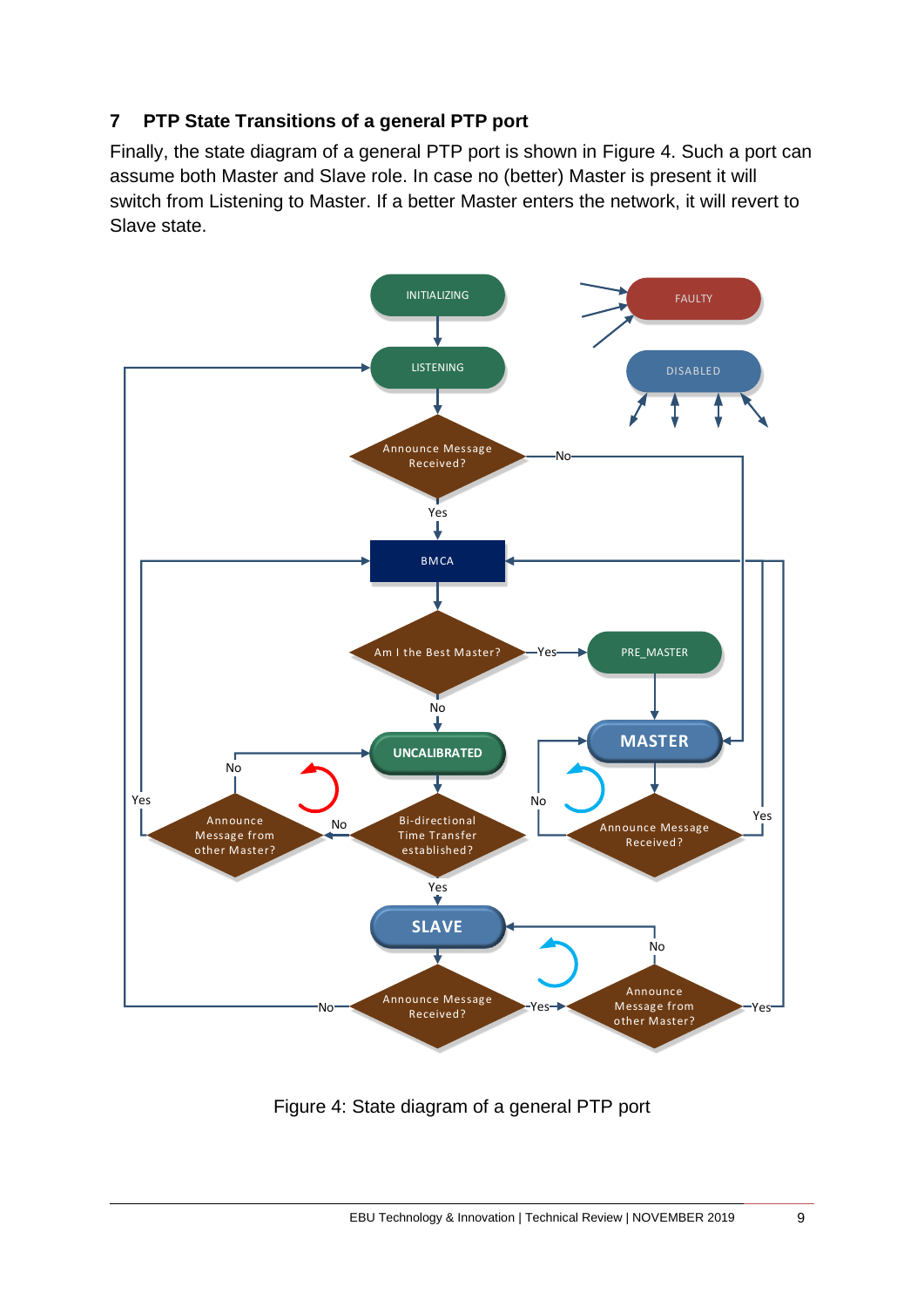## 7 PTP State Transitions of a general PTP port

Finally, the state diagram of a general PTP port is shown in Figure 4. Such a port can assume both Master and Slave role. In case no (better) Master is present it will switch from Listening to Master. If a better Master enters the network, it will revert to Slave state.

Figure 4: State diagram of a general PTP port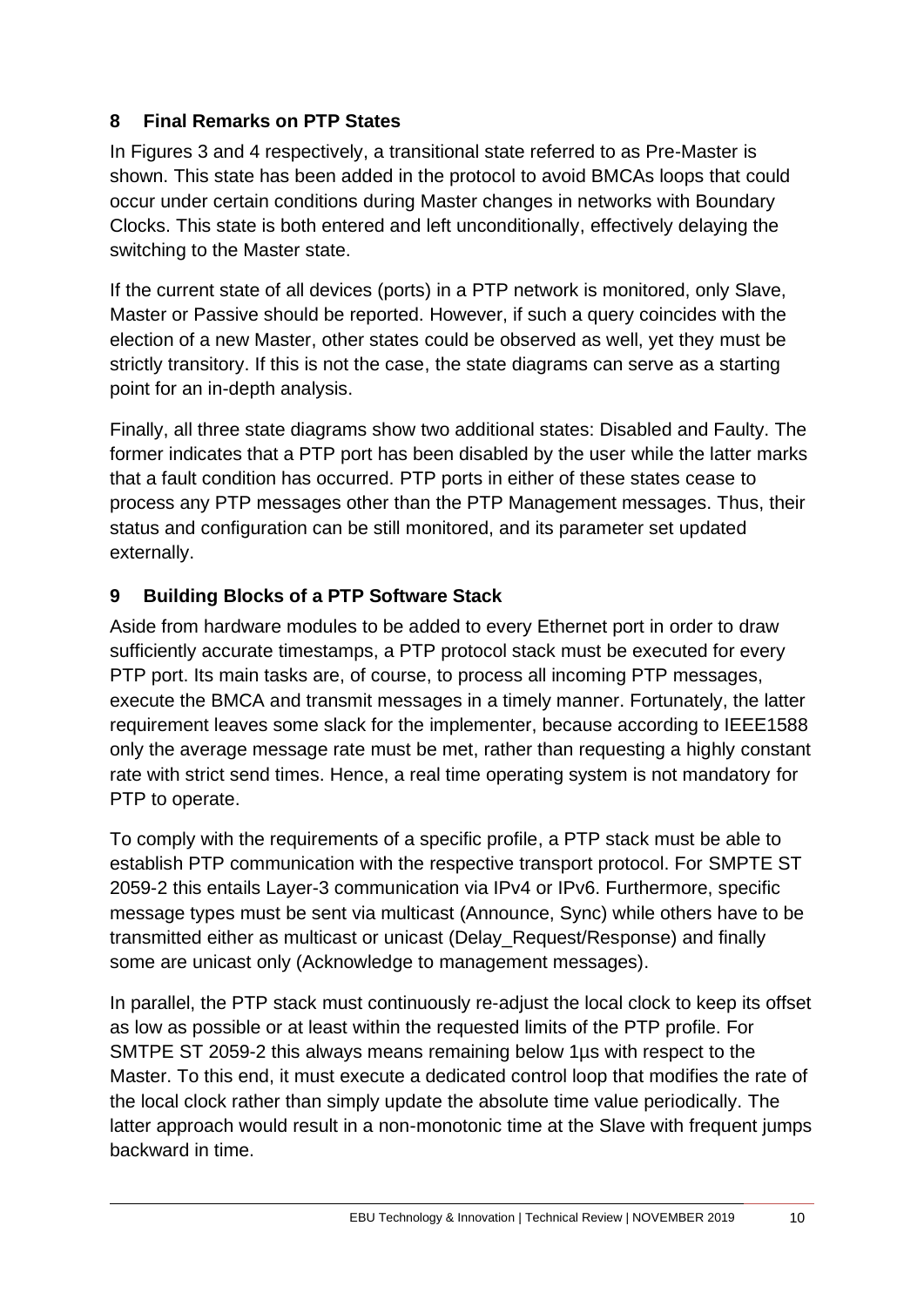## 8 Final Remarks on PTP States

In Figures 3 and 4 respectively, a transitional state referred to as Pre-Master is shown. This state has been added in the protocol to avoid BMCAs loops that could occur under certain conditions during Master changes in networks with Boundary Clocks. This state is both entered and left unconditionally, effectively delaying the switching to the Master state.

If the current state of all devices (ports) in a PTP network is monitored, only Slave, Master or Passive should be reported. However, if such a query coincides with the election of a new Master, other states could be observed as well, yet they must be strictly transitory. If this is not the case, the state diagrams can serve as a starting point for an in-depth analysis.

Finally, all three state diagrams show two additional states: Disabled and Faulty. The former indicates that a PTP port has been disabled by the user while the latter marks that a fault condition has occurred. PTP ports in either of these states cease to process any PTP messages other than the PTP Management messages. Thus, their status and configuration can be still monitored, and its parameter set updated externally.

## 9 Building Blocks of a PTP Software Stack

Aside from hardware modules to be added to every Ethernet port in order to draw sufficiently accurate timestamps, a PTP protocol stack must be executed for every PTP port. Its main tasks are, of course, to process all incoming PTP messages, execute the BMCA and transmit messages in a timely manner. Fortunately, the latter requirement leaves some slack for the implementer, because according to IEEE1588 only the average message rate must be met, rather than requesting a highly constant rate with strict send times. Hence, a real time operating system is not mandatory for PTP to operate.

To comply with the requirements of a specific profile, a PTP stack must be able to establish PTP communication with the respective transport protocol. For SMPTE ST 2059-2 this entails Layer-3 communication via IPv4 or IPv6. Furthermore, specific message types must be sent via multicast (Announce, Sync) while others have to be transmitted either as multicast or unicast (Delay_Request/Response) and finally some are unicast only (Acknowledge to management messages).

In parallel, the PTP stack must continuously re-adjust the local clock to keep its offset as low as possible or at least within the requested limits of the PTP profile. For SMTPE ST 2059-2 this always means remaining below 1µs with respect to the Master. To this end, it must execute a dedicated control loop that modifies the rate of the local clock rather than simply update the absolute time value periodically. The latter approach would result in a non-monotonic time at the Slave with frequent jumps backward in time.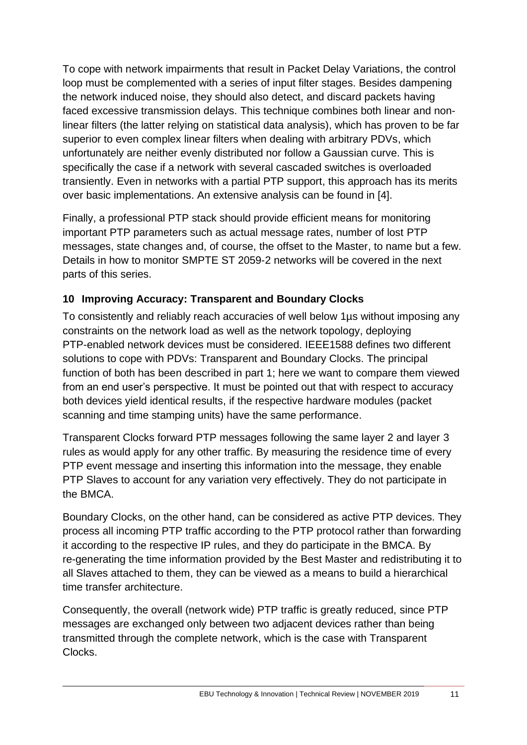To cope with network impairments that result in Packet Delay Variations, the control loop must be complemented with a series of input filter stages. Besides dampening the network induced noise, they should also detect, and discard packets having faced excessive transmission delays. This technique combines both linear and non-linear filters (the latter relying on statistical data analysis), which has proven to be far superior to even complex linear filters when dealing with arbitrary PDVs, which unfortunately are neither evenly distributed nor follow a Gaussian curve. This is specifically the case if a network with several cascaded switches is overloaded transiently. Even in networks with a partial PTP support, this approach has its merits over basic implementations. An extensive analysis can be found in [4].

Finally, a professional PTP stack should provide efficient means for monitoring important PTP parameters such as actual message rates, number of lost PTP messages, state changes and, of course, the offset to the Master, to name but a few. Details in how to monitor SMPTE ST 2059-2 networks will be covered in the next parts of this series.

## 10 Improving Accuracy: Transparent and Boundary Clocks

To consistently and reliably reach accuracies of well below 1µs without imposing any constraints on the network load as well as the network topology, deploying PTP-enabled network devices must be considered. IEEE1588 defines two different solutions to cope with PDVs: Transparent and Boundary Clocks. The principal function of both has been described in part 1; here we want to compare them viewed from an end user's perspective. It must be pointed out that with respect to accuracy both devices yield identical results, if the respective hardware modules (packet scanning and time stamping units) have the same performance.

Transparent Clocks forward PTP messages following the same layer 2 and layer 3 rules as would apply for any other traffic. By measuring the residence time of every PTP event message and inserting this information into the message, they enable PTP Slaves to account for any variation very effectively. They do not participate in the BMCA.

Boundary Clocks, on the other hand, can be considered as active PTP devices. They process all incoming PTP traffic according to the PTP protocol rather than forwarding it according to the respective IP rules, and they do participate in the BMCA. By re-generating the time information provided by the Best Master and redistributing it to all Slaves attached to them, they can be viewed as a means to build a hierarchical time transfer architecture.

Consequently, the overall (network wide) PTP traffic is greatly reduced, since PTP messages are exchanged only between two adjacent devices rather than being transmitted through the complete network, which is the case with Transparent Clocks.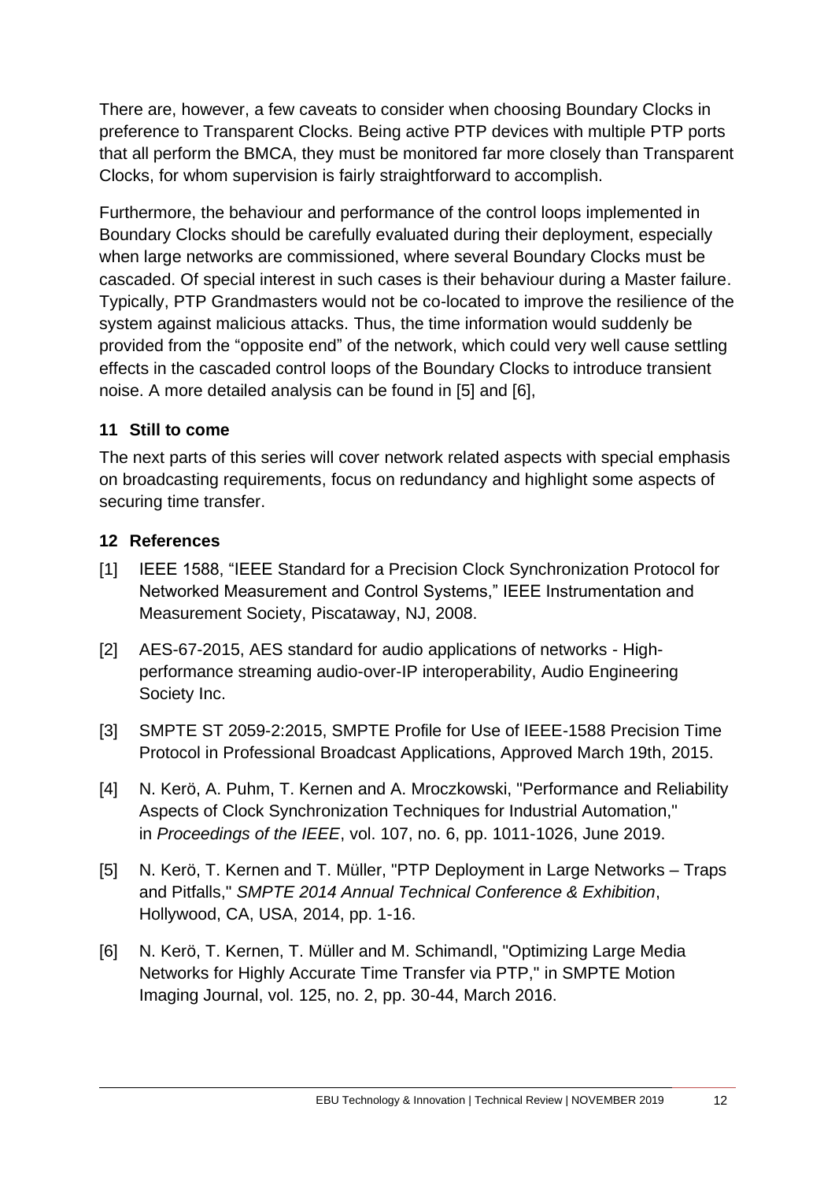There are, however, a few caveats to consider when choosing Boundary Clocks in preference to Transparent Clocks. Being active PTP devices with multiple PTP ports that all perform the BMCA, they must be monitored far more closely than Transparent Clocks, for whom supervision is fairly straightforward to accomplish.

Furthermore, the behaviour and performance of the control loops implemented in Boundary Clocks should be carefully evaluated during their deployment, especially when large networks are commissioned, where several Boundary Clocks must be cascaded. Of special interest in such cases is their behaviour during a Master failure. Typically, PTP Grandmasters would not be co-located to improve the resilience of the system against malicious attacks. Thus, the time information would suddenly be provided from the "opposite end" of the network, which could very well cause settling effects in the cascaded control loops of the Boundary Clocks to introduce transient noise. A more detailed analysis can be found in [5] and [6],

## 11 Still to come

The next parts of this series will cover network related aspects with special emphasis on broadcasting requirements, focus on redundancy and highlight some aspects of securing time transfer.

## 12 References

[1] IEEE 1588, "IEEE Standard for a Precision Clock Synchronization Protocol for Networked Measurement and Control Systems," IEEE Instrumentation and Measurement Society, Piscataway, NJ, 2008.

[2] AES-67-2015, AES standard for audio applications of networks - High-performance streaming audio-over-IP interoperability, Audio Engineering Society Inc.

[3] SMPTE ST 2059-2:2015, SMPTE Profile for Use of IEEE-1588 Precision Time Protocol in Professional Broadcast Applications, Approved March 19th, 2015.

[4] N. Kerö, A. Puhm, T. Kernen and A. Mroczkowski, "Performance and Reliability Aspects of Clock Synchronization Techniques for Industrial Automation," in *Proceedings of the IEEE*, vol. 107, no. 6, pp. 1011-1026, June 2019.

[5] N. Kerö, T. Kernen and T. Müller, "PTP Deployment in Large Networks – Traps and Pitfalls," *SMPTE 2014 Annual Technical Conference & Exhibition*, Hollywood, CA, USA, 2014, pp. 1-16.

[6] N. Kerö, T. Kernen, T. Müller and M. Schimandl, "Optimizing Large Media Networks for Highly Accurate Time Transfer via PTP," in SMPTE Motion Imaging Journal, vol. 125, no. 2, pp. 30-44, March 2016.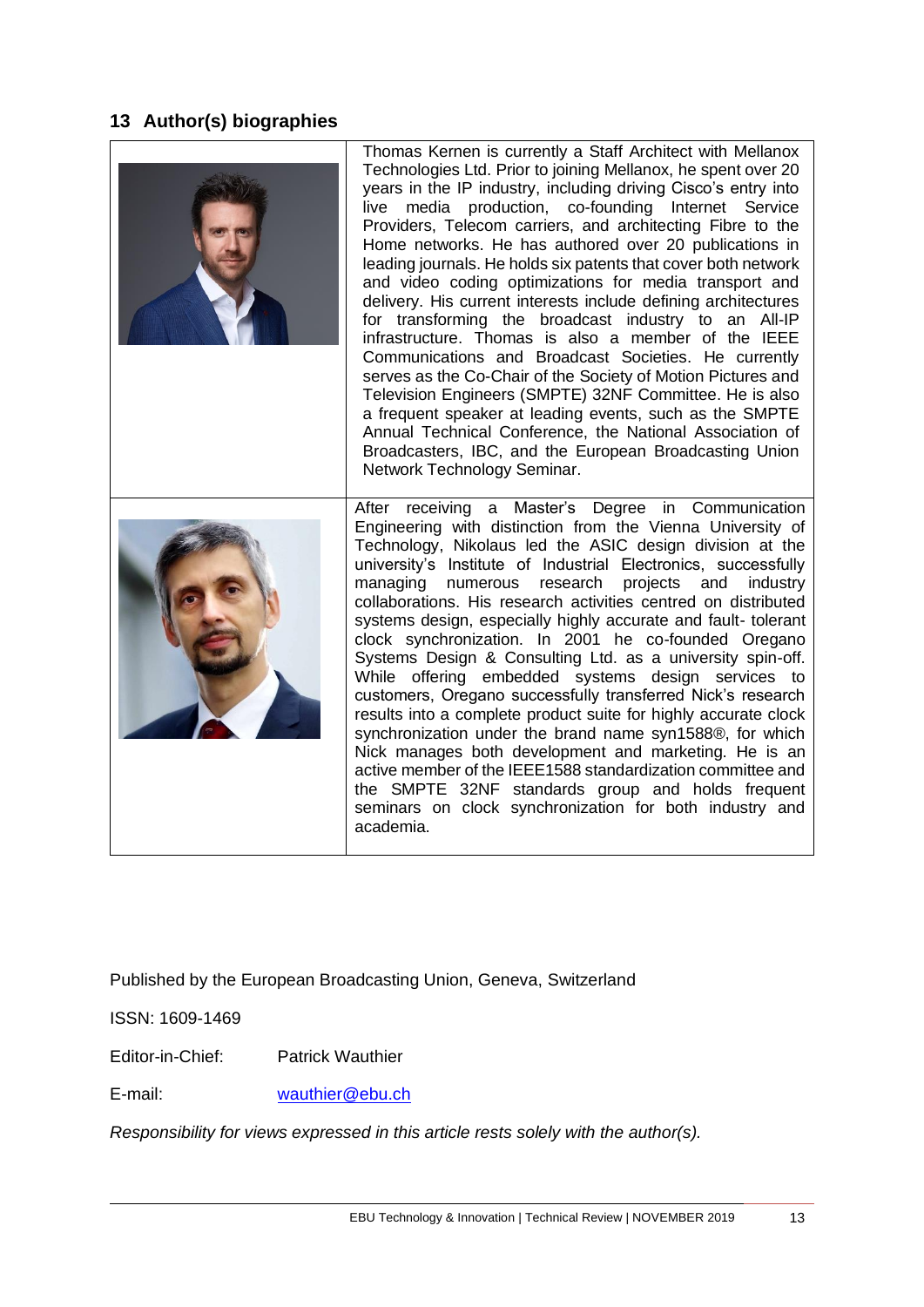## 13 Author(s) biographies

Thomas Kernen is currently a Staff Architect with Mellanox Technologies Ltd. Prior to joining Mellanox, he spent over 20 years in the IP industry, including driving Cisco's entry into live media production, co-founding Internet Service Providers, Telecom carriers, and architecting Fibre to the Home networks. He has authored over 20 publications in leading journals. He holds six patents that cover both network and video coding optimizations for media transport and delivery. His current interests include defining architectures for transforming the broadcast industry to an All-IP infrastructure. Thomas is also a member of the IEEE Communications and Broadcast Societies. He currently serves as the Co-Chair of the Society of Motion Pictures and Television Engineers (SMPTE) 32NF Committee. He is also a frequent speaker at leading events, such as the SMPTE Annual Technical Conference, the National Association of Broadcasters, IBC, and the European Broadcasting Union Network Technology Seminar.

After receiving a Master's Degree in Communication Engineering with distinction from the Vienna University of Technology, Nikolaus led the ASIC design division at the university's Institute of Industrial Electronics, successfully managing numerous research projects and industry collaborations. His research activities centred on distributed systems design, especially highly accurate and fault- tolerant clock synchronization. In 2001 he co-founded Oregano Systems Design & Consulting Ltd. as a university spin-off. While offering embedded systems design services to customers, Oregano successfully transferred Nick's research results into a complete product suite for highly accurate clock synchronization under the brand name syn1588®, for which Nick manages both development and marketing. He is an active member of the IEEE1588 standardization committee and the SMPTE 32NF standards group and holds frequent seminars on clock synchronization for both industry and academia.

Published by the European Broadcasting Union, Geneva, Switzerland

ISSN: 1609-1469

Editor-in-Chief: Patrick Wauthier

E-mail: wauthier@ebu.ch

*Responsibility for views expressed in this article rests solely with the author(s).*